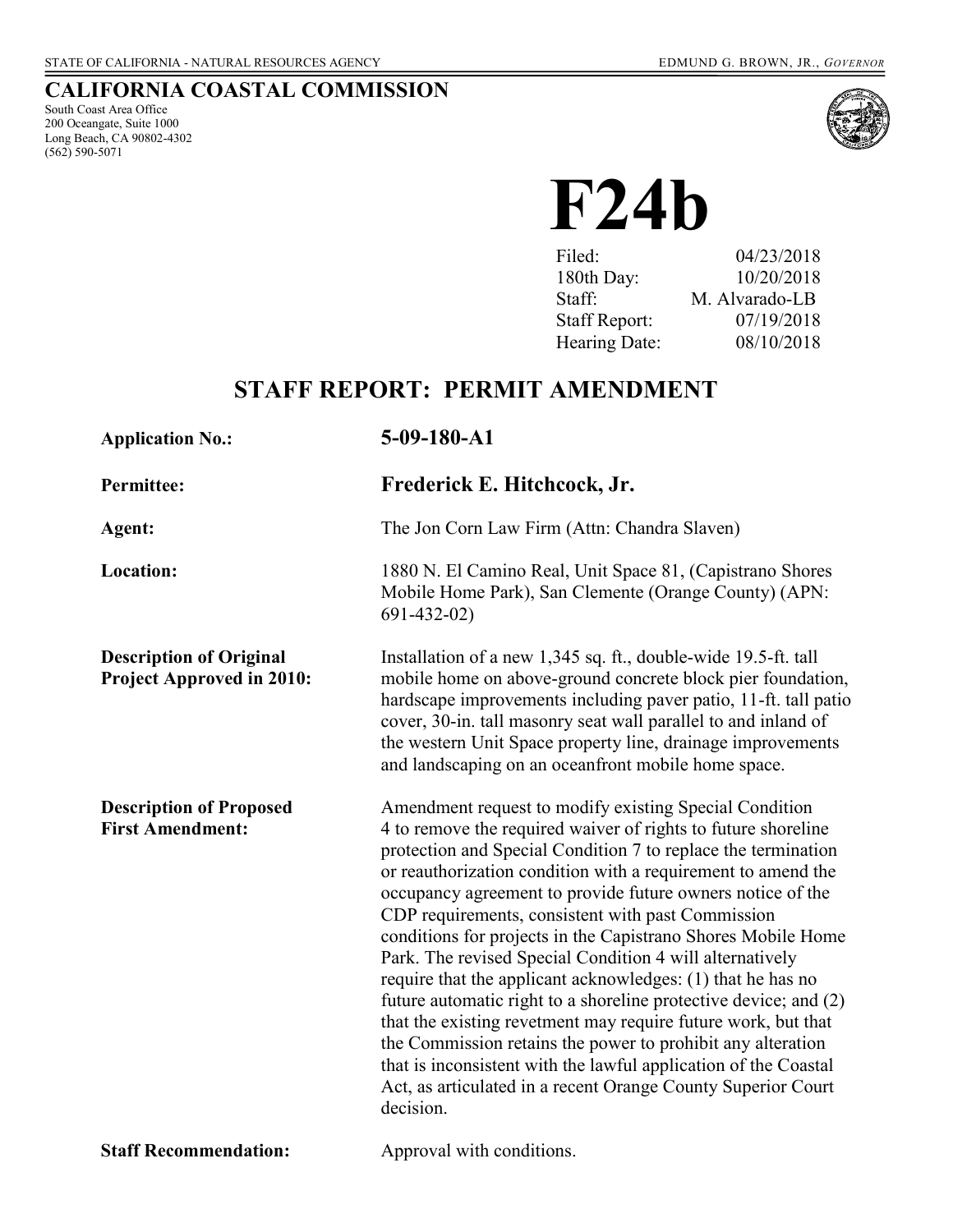STATE OF CALIFORNIA - NATURAL RESOURCES AGENCY

EDMUND G. BROWN, JR., *GOVERNOR*

## CALIFORNIA COASTAL COMMISSION

South Coast Area Office
200 Oceangate, Suite 1000
Long Beach, CA 90802-4302
(562) 590-5071

# F24b

| | |
|---|---|
| Filed: | 04/23/2018 |
| 180th Day: | 10/20/2018 |
| Staff: | M. Alvarado-LB |
| Staff Report: | 07/19/2018 |
| Hearing Date: | 08/10/2018 |

## STAFF REPORT: PERMIT AMENDMENT

**Application No.:** **5-09-180-A1**

**Permittee:** **Frederick E. Hitchcock, Jr.**

**Agent:** The Jon Corn Law Firm (Attn: Chandra Slaven)

**Location:** 1880 N. El Camino Real, Unit Space 81, (Capistrano Shores Mobile Home Park), San Clemente (Orange County) (APN: 691-432-02)

**Description of Original Project Approved in 2010:** Installation of a new 1,345 sq. ft., double-wide 19.5-ft. tall mobile home on above-ground concrete block pier foundation, hardscape improvements including paver patio, 11-ft. tall patio cover, 30-in. tall masonry seat wall parallel to and inland of the western Unit Space property line, drainage improvements and landscaping on an oceanfront mobile home space.

**Description of Proposed First Amendment:** Amendment request to modify existing Special Condition 4 to remove the required waiver of rights to future shoreline protection and Special Condition 7 to replace the termination or reauthorization condition with a requirement to amend the occupancy agreement to provide future owners notice of the CDP requirements, consistent with past Commission conditions for projects in the Capistrano Shores Mobile Home Park. The revised Special Condition 4 will alternatively require that the applicant acknowledges: (1) that he has no future automatic right to a shoreline protective device; and (2) that the existing revetment may require future work, but that the Commission retains the power to prohibit any alteration that is inconsistent with the lawful application of the Coastal Act, as articulated in a recent Orange County Superior Court decision.

**Staff Recommendation:** Approval with conditions.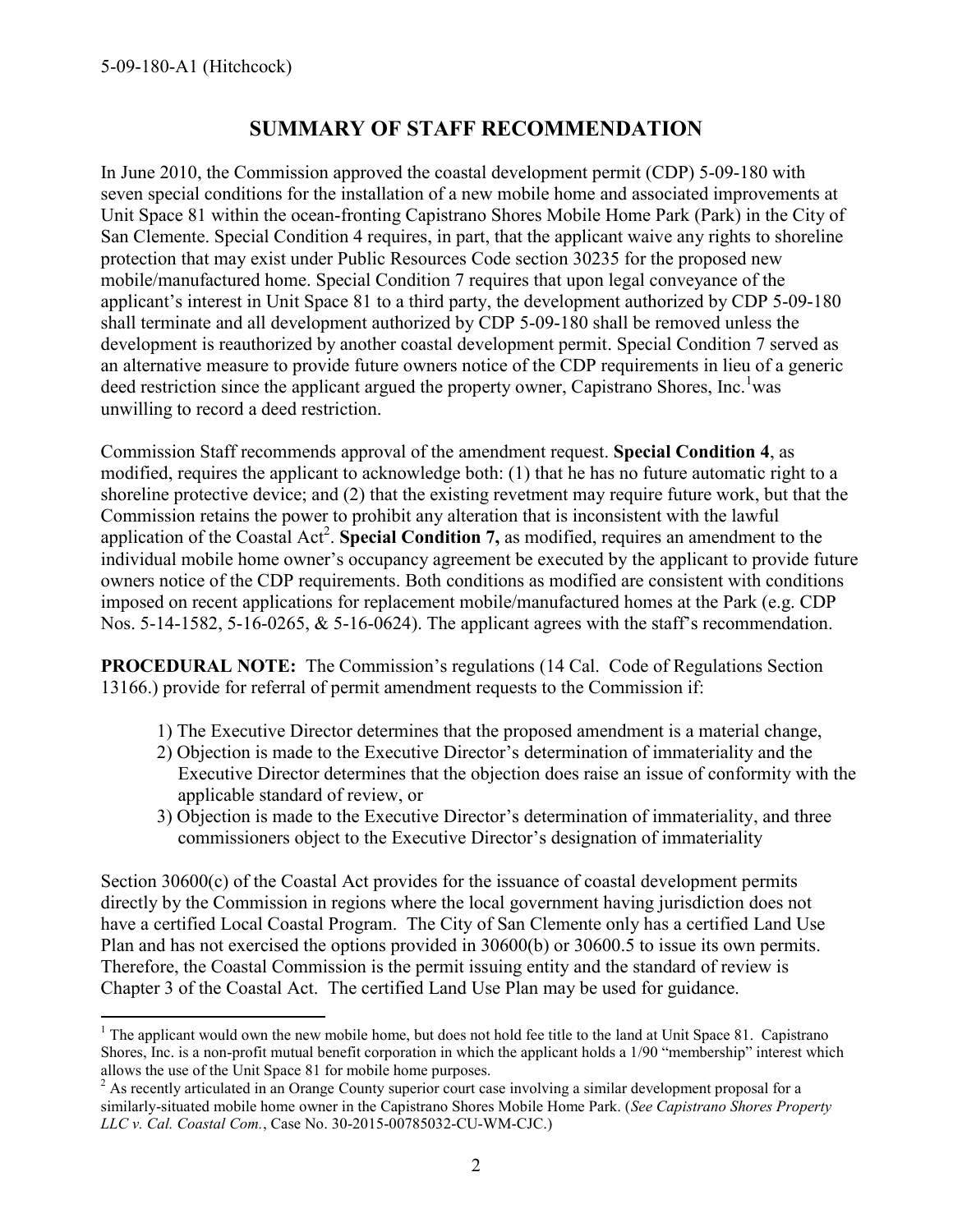# SUMMARY OF STAFF RECOMMENDATION

In June 2010, the Commission approved the coastal development permit (CDP) 5-09-180 with seven special conditions for the installation of a new mobile home and associated improvements at Unit Space 81 within the ocean-fronting Capistrano Shores Mobile Home Park (Park) in the City of San Clemente. Special Condition 4 requires, in part, that the applicant waive any rights to shoreline protection that may exist under Public Resources Code section 30235 for the proposed new mobile/manufactured home. Special Condition 7 requires that upon legal conveyance of the applicant's interest in Unit Space 81 to a third party, the development authorized by CDP 5-09-180 shall terminate and all development authorized by CDP 5-09-180 shall be removed unless the development is reauthorized by another coastal development permit. Special Condition 7 served as an alternative measure to provide future owners notice of the CDP requirements in lieu of a generic deed restriction since the applicant argued the property owner, Capistrano Shores, Inc.[1] was unwilling to record a deed restriction.

Commission Staff recommends approval of the amendment request. **Special Condition 4**, as modified, requires the applicant to acknowledge both: (1) that he has no future automatic right to a shoreline protective device; and (2) that the existing revetment may require future work, but that the Commission retains the power to prohibit any alteration that is inconsistent with the lawful application of the Coastal Act[2]. **Special Condition 7,** as modified, requires an amendment to the individual mobile home owner's occupancy agreement be executed by the applicant to provide future owners notice of the CDP requirements. Both conditions as modified are consistent with conditions imposed on recent applications for replacement mobile/manufactured homes at the Park (e.g. CDP Nos. 5-14-1582, 5-16-0265, & 5-16-0624). The applicant agrees with the staff's recommendation.

**PROCEDURAL NOTE:** The Commission's regulations (14 Cal. Code of Regulations Section 13166.) provide for referral of permit amendment requests to the Commission if:

1) The Executive Director determines that the proposed amendment is a material change,
2) Objection is made to the Executive Director's determination of immateriality and the Executive Director determines that the objection does raise an issue of conformity with the applicable standard of review, or
3) Objection is made to the Executive Director's determination of immateriality, and three commissioners object to the Executive Director's designation of immateriality

Section 30600(c) of the Coastal Act provides for the issuance of coastal development permits directly by the Commission in regions where the local government having jurisdiction does not have a certified Local Coastal Program. The City of San Clemente only has a certified Land Use Plan and has not exercised the options provided in 30600(b) or 30600.5 to issue its own permits. Therefore, the Coastal Commission is the permit issuing entity and the standard of review is Chapter 3 of the Coastal Act. The certified Land Use Plan may be used for guidance.

---

[1] The applicant would own the new mobile home, but does not hold fee title to the land at Unit Space 81. Capistrano Shores, Inc. is a non-profit mutual benefit corporation in which the applicant holds a 1/90 "membership" interest which allows the use of the Unit Space 81 for mobile home purposes.

[2] As recently articulated in an Orange County superior court case involving a similar development proposal for a similarly-situated mobile home owner in the Capistrano Shores Mobile Home Park. (*See Capistrano Shores Property LLC v. Cal. Coastal Com.*, Case No. 30-2015-00785032-CU-WM-CJC.)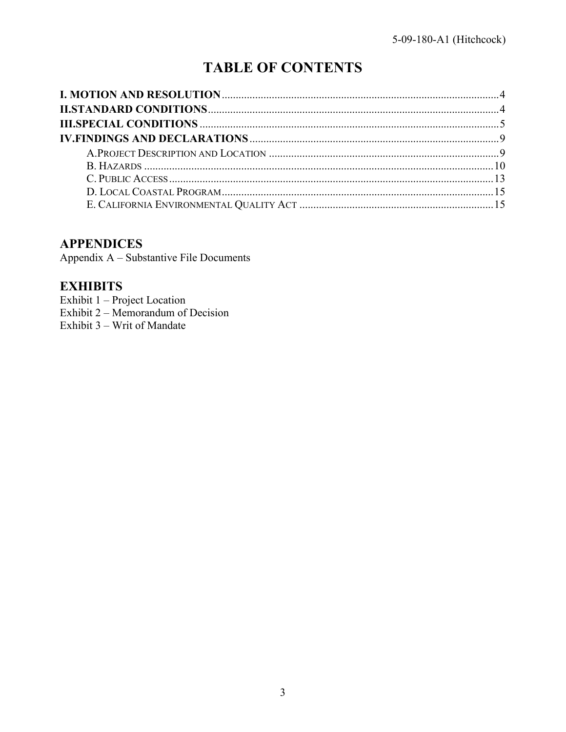# TABLE OF CONTENTS

**I. MOTION AND RESOLUTION** .......... 4
**II.STANDARD CONDITIONS** .......... 4
**III.SPECIAL CONDITIONS** .......... 5
**IV.FINDINGS AND DECLARATIONS** .......... 9
- A.PROJECT DESCRIPTION AND LOCATION .......... 9
- B. HAZARDS .......... 10
- C. PUBLIC ACCESS .......... 13
- D. LOCAL COASTAL PROGRAM .......... 15
- E. CALIFORNIA ENVIRONMENTAL QUALITY ACT .......... 15

## APPENDICES

Appendix A – Substantive File Documents

## EXHIBITS

Exhibit 1 – Project Location
Exhibit 2 – Memorandum of Decision
Exhibit 3 – Writ of Mandate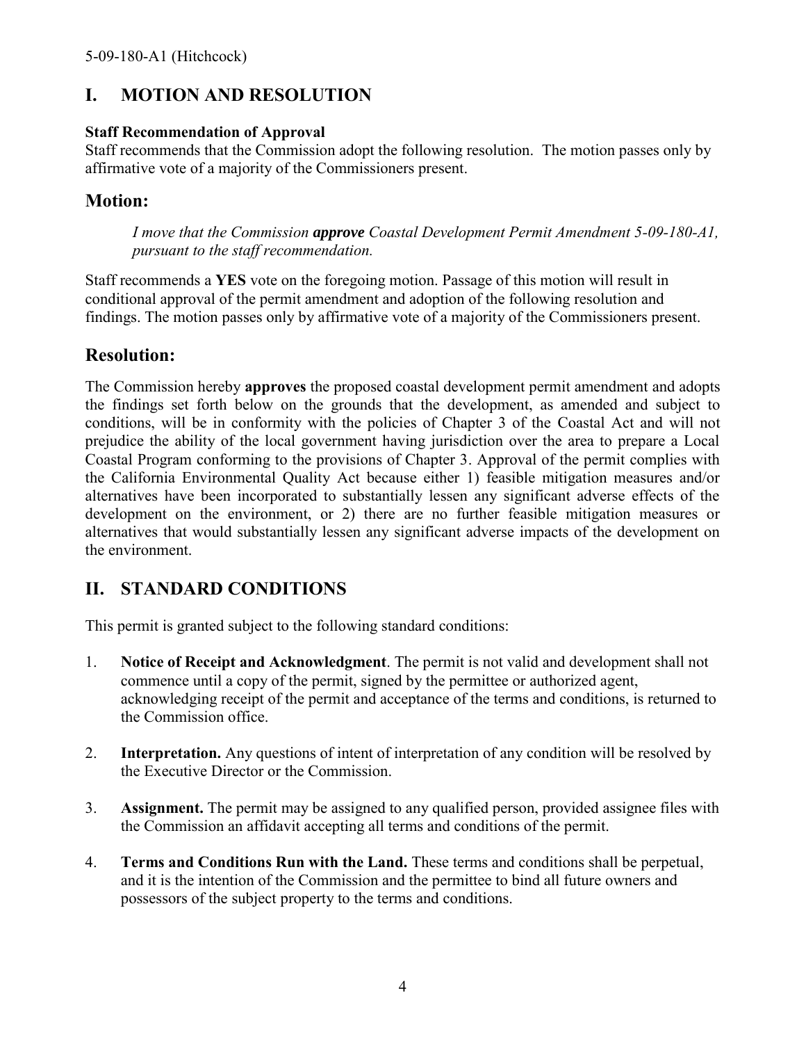# I. MOTION AND RESOLUTION

**Staff Recommendation of Approval**
Staff recommends that the Commission adopt the following resolution. The motion passes only by affirmative vote of a majority of the Commissioners present.

## Motion:

> *I move that the Commission **approve** Coastal Development Permit Amendment 5-09-180-A1, pursuant to the staff recommendation.*

Staff recommends a **YES** vote on the foregoing motion. Passage of this motion will result in conditional approval of the permit amendment and adoption of the following resolution and findings. The motion passes only by affirmative vote of a majority of the Commissioners present.

## Resolution:

The Commission hereby **approves** the proposed coastal development permit amendment and adopts the findings set forth below on the grounds that the development, as amended and subject to conditions, will be in conformity with the policies of Chapter 3 of the Coastal Act and will not prejudice the ability of the local government having jurisdiction over the area to prepare a Local Coastal Program conforming to the provisions of Chapter 3. Approval of the permit complies with the California Environmental Quality Act because either 1) feasible mitigation measures and/or alternatives have been incorporated to substantially lessen any significant adverse effects of the development on the environment, or 2) there are no further feasible mitigation measures or alternatives that would substantially lessen any significant adverse impacts of the development on the environment.

# II. STANDARD CONDITIONS

This permit is granted subject to the following standard conditions:

1. **Notice of Receipt and Acknowledgment**. The permit is not valid and development shall not commence until a copy of the permit, signed by the permittee or authorized agent, acknowledging receipt of the permit and acceptance of the terms and conditions, is returned to the Commission office.

2. **Interpretation.** Any questions of intent of interpretation of any condition will be resolved by the Executive Director or the Commission.

3. **Assignment.** The permit may be assigned to any qualified person, provided assignee files with the Commission an affidavit accepting all terms and conditions of the permit.

4. **Terms and Conditions Run with the Land.** These terms and conditions shall be perpetual, and it is the intention of the Commission and the permittee to bind all future owners and possessors of the subject property to the terms and conditions.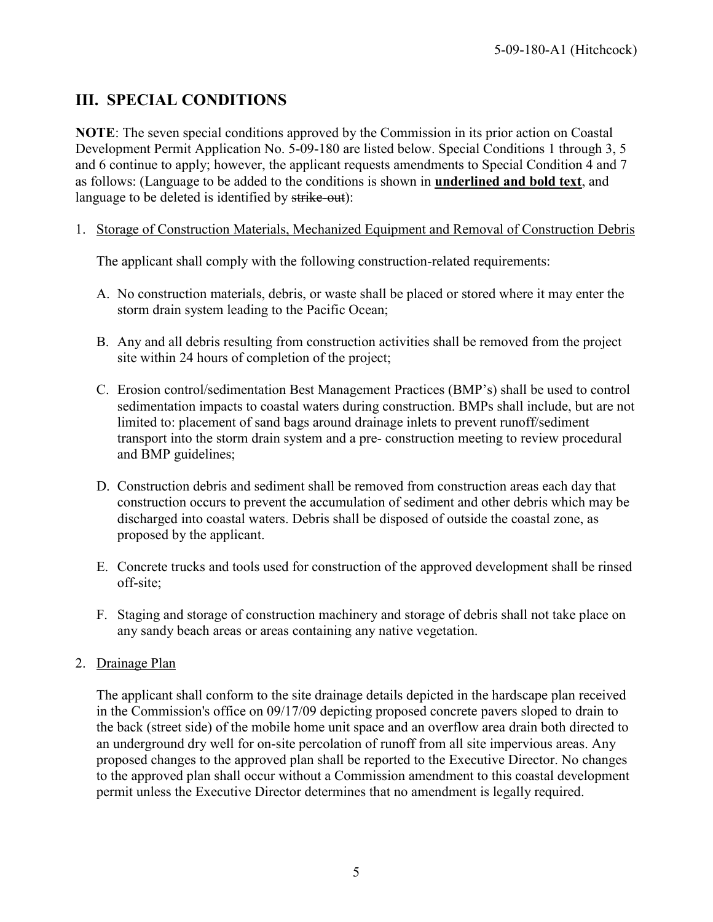## III. SPECIAL CONDITIONS

**NOTE**: The seven special conditions approved by the Commission in its prior action on Coastal Development Permit Application No. 5-09-180 are listed below. Special Conditions 1 through 3, 5 and 6 continue to apply; however, the applicant requests amendments to Special Condition 4 and 7 as follows: (Language to be added to the conditions is shown in <u>**underlined and bold text**</u>, and language to be deleted is identified by ~~strike-out~~):

1. <u>Storage of Construction Materials, Mechanized Equipment and Removal of Construction Debris</u>

   The applicant shall comply with the following construction-related requirements:

   A. No construction materials, debris, or waste shall be placed or stored where it may enter the storm drain system leading to the Pacific Ocean;

   B. Any and all debris resulting from construction activities shall be removed from the project site within 24 hours of completion of the project;

   C. Erosion control/sedimentation Best Management Practices (BMP's) shall be used to control sedimentation impacts to coastal waters during construction. BMPs shall include, but are not limited to: placement of sand bags around drainage inlets to prevent runoff/sediment transport into the storm drain system and a pre- construction meeting to review procedural and BMP guidelines;

   D. Construction debris and sediment shall be removed from construction areas each day that construction occurs to prevent the accumulation of sediment and other debris which may be discharged into coastal waters. Debris shall be disposed of outside the coastal zone, as proposed by the applicant.

   E. Concrete trucks and tools used for construction of the approved development shall be rinsed off-site;

   F. Staging and storage of construction machinery and storage of debris shall not take place on any sandy beach areas or areas containing any native vegetation.

2. <u>Drainage Plan</u>

   The applicant shall conform to the site drainage details depicted in the hardscape plan received in the Commission's office on 09/17/09 depicting proposed concrete pavers sloped to drain to the back (street side) of the mobile home unit space and an overflow area drain both directed to an underground dry well for on-site percolation of runoff from all site impervious areas. Any proposed changes to the approved plan shall be reported to the Executive Director. No changes to the approved plan shall occur without a Commission amendment to this coastal development permit unless the Executive Director determines that no amendment is legally required.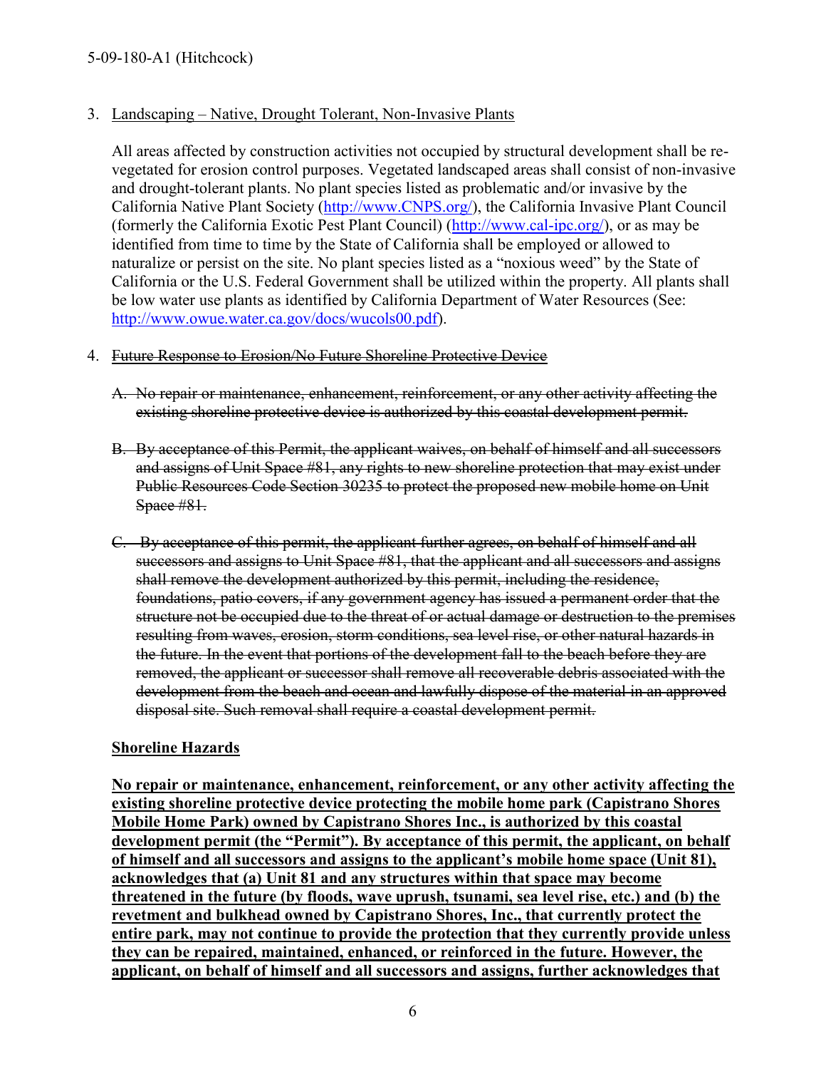3. <u>Landscaping – Native, Drought Tolerant, Non-Invasive Plants</u>

   All areas affected by construction activities not occupied by structural development shall be re-vegetated for erosion control purposes. Vegetated landscaped areas shall consist of non-invasive and drought-tolerant plants. No plant species listed as problematic and/or invasive by the California Native Plant Society (http://www.CNPS.org/), the California Invasive Plant Council (formerly the California Exotic Pest Plant Council) (http://www.cal-ipc.org/), or as may be identified from time to time by the State of California shall be employed or allowed to naturalize or persist on the site. No plant species listed as a "noxious weed" by the State of California or the U.S. Federal Government shall be utilized within the property. All plants shall be low water use plants as identified by California Department of Water Resources (See: http://www.owue.water.ca.gov/docs/wucols00.pdf).

4. ~~Future Response to Erosion/No Future Shoreline Protective Device~~

   ~~A. No repair or maintenance, enhancement, reinforcement, or any other activity affecting the existing shoreline protective device is authorized by this coastal development permit.~~

   ~~B. By acceptance of this Permit, the applicant waives, on behalf of himself and all successors and assigns of Unit Space #81, any rights to new shoreline protection that may exist under Public Resources Code Section 30235 to protect the proposed new mobile home on Unit Space #81.~~

   ~~C. By acceptance of this permit, the applicant further agrees, on behalf of himself and all successors and assigns to Unit Space #81, that the applicant and all successors and assigns shall remove the development authorized by this permit, including the residence, foundations, patio covers, if any government agency has issued a permanent order that the structure not be occupied due to the threat of or actual damage or destruction to the premises resulting from waves, erosion, storm conditions, sea level rise, or other natural hazards in the future. In the event that portions of the development fall to the beach before they are removed, the applicant or successor shall remove all recoverable debris associated with the development from the beach and ocean and lawfully dispose of the material in an approved disposal site. Such removal shall require a coastal development permit.~~

   <u>**Shoreline Hazards**</u>

   <u>**No repair or maintenance, enhancement, reinforcement, or any other activity affecting the existing shoreline protective device protecting the mobile home park (Capistrano Shores Mobile Home Park) owned by Capistrano Shores Inc., is authorized by this coastal development permit (the "Permit"). By acceptance of this permit, the applicant, on behalf of himself and all successors and assigns to the applicant's mobile home space (Unit 81), acknowledges that (a) Unit 81 and any structures within that space may become threatened in the future (by floods, wave uprush, tsunami, sea level rise, etc.) and (b) the revetment and bulkhead owned by Capistrano Shores, Inc., that currently protect the entire park, may not continue to provide the protection that they currently provide unless they can be repaired, maintained, enhanced, or reinforced in the future. However, the applicant, on behalf of himself and all successors and assigns, further acknowledges that**</u>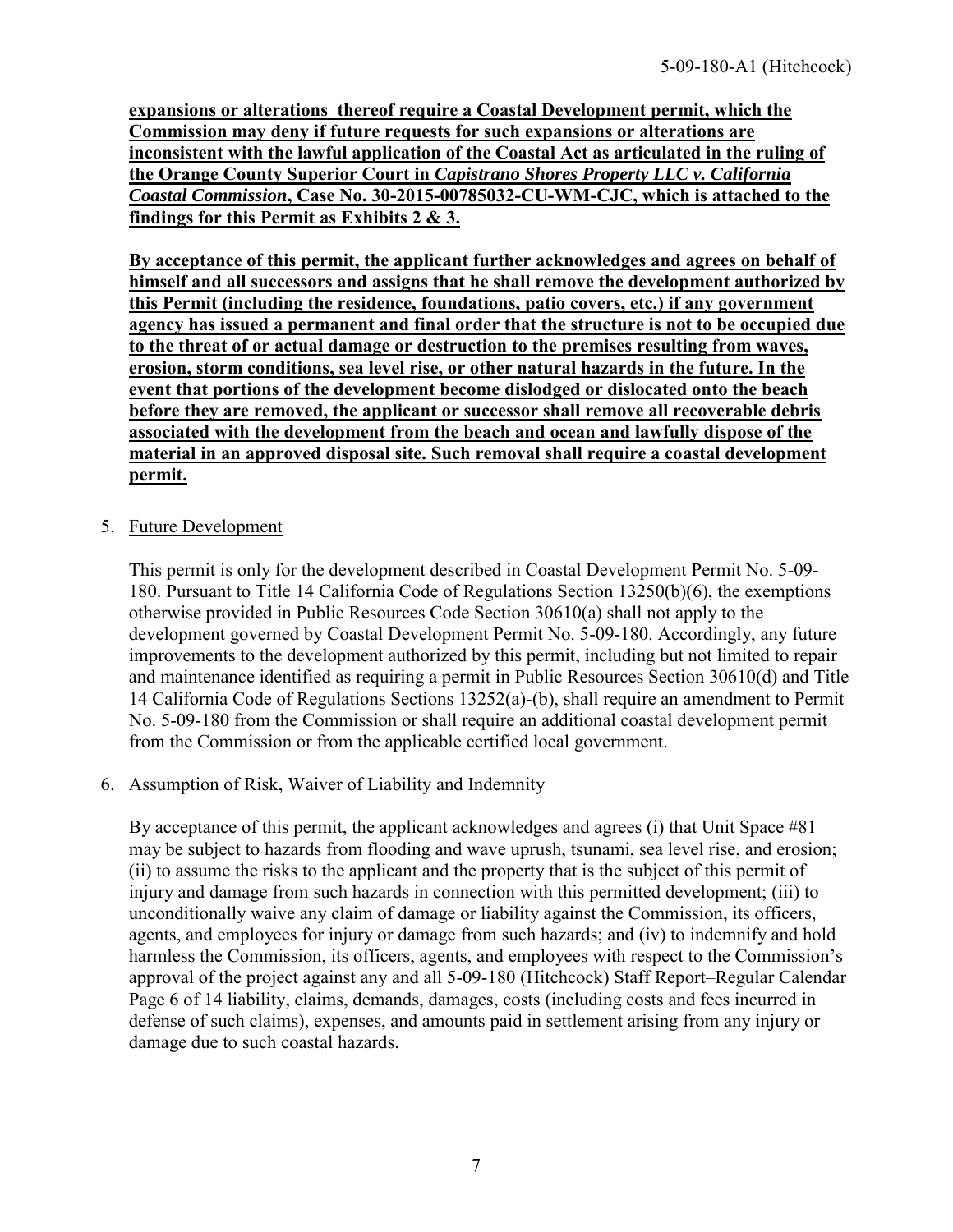**expansions or alterations thereof require a Coastal Development permit, which the Commission may deny if future requests for such expansions or alterations are inconsistent with the lawful application of the Coastal Act as articulated in the ruling of the Orange County Superior Court in *Capistrano Shores Property LLC v. California Coastal Commission*, Case No. 30-2015-00785032-CU-WM-CJC, which is attached to the findings for this Permit as Exhibits 2 & 3.**

**By acceptance of this permit, the applicant further acknowledges and agrees on behalf of himself and all successors and assigns that he shall remove the development authorized by this Permit (including the residence, foundations, patio covers, etc.) if any government agency has issued a permanent and final order that the structure is not to be occupied due to the threat of or actual damage or destruction to the premises resulting from waves, erosion, storm conditions, sea level rise, or other natural hazards in the future. In the event that portions of the development become dislodged or dislocated onto the beach before they are removed, the applicant or successor shall remove all recoverable debris associated with the development from the beach and ocean and lawfully dispose of the material in an approved disposal site. Such removal shall require a coastal development permit.**

5. Future Development

   This permit is only for the development described in Coastal Development Permit No. 5-09-180. Pursuant to Title 14 California Code of Regulations Section 13250(b)(6), the exemptions otherwise provided in Public Resources Code Section 30610(a) shall not apply to the development governed by Coastal Development Permit No. 5-09-180. Accordingly, any future improvements to the development authorized by this permit, including but not limited to repair and maintenance identified as requiring a permit in Public Resources Section 30610(d) and Title 14 California Code of Regulations Sections 13252(a)-(b), shall require an amendment to Permit No. 5-09-180 from the Commission or shall require an additional coastal development permit from the Commission or from the applicable certified local government.

6. Assumption of Risk, Waiver of Liability and Indemnity

   By acceptance of this permit, the applicant acknowledges and agrees (i) that Unit Space #81 may be subject to hazards from flooding and wave uprush, tsunami, sea level rise, and erosion; (ii) to assume the risks to the applicant and the property that is the subject of this permit of injury and damage from such hazards in connection with this permitted development; (iii) to unconditionally waive any claim of damage or liability against the Commission, its officers, agents, and employees for injury or damage from such hazards; and (iv) to indemnify and hold harmless the Commission, its officers, agents, and employees with respect to the Commission's approval of the project against any and all 5-09-180 (Hitchcock) Staff Report–Regular Calendar Page 6 of 14 liability, claims, demands, damages, costs (including costs and fees incurred in defense of such claims), expenses, and amounts paid in settlement arising from any injury or damage due to such coastal hazards.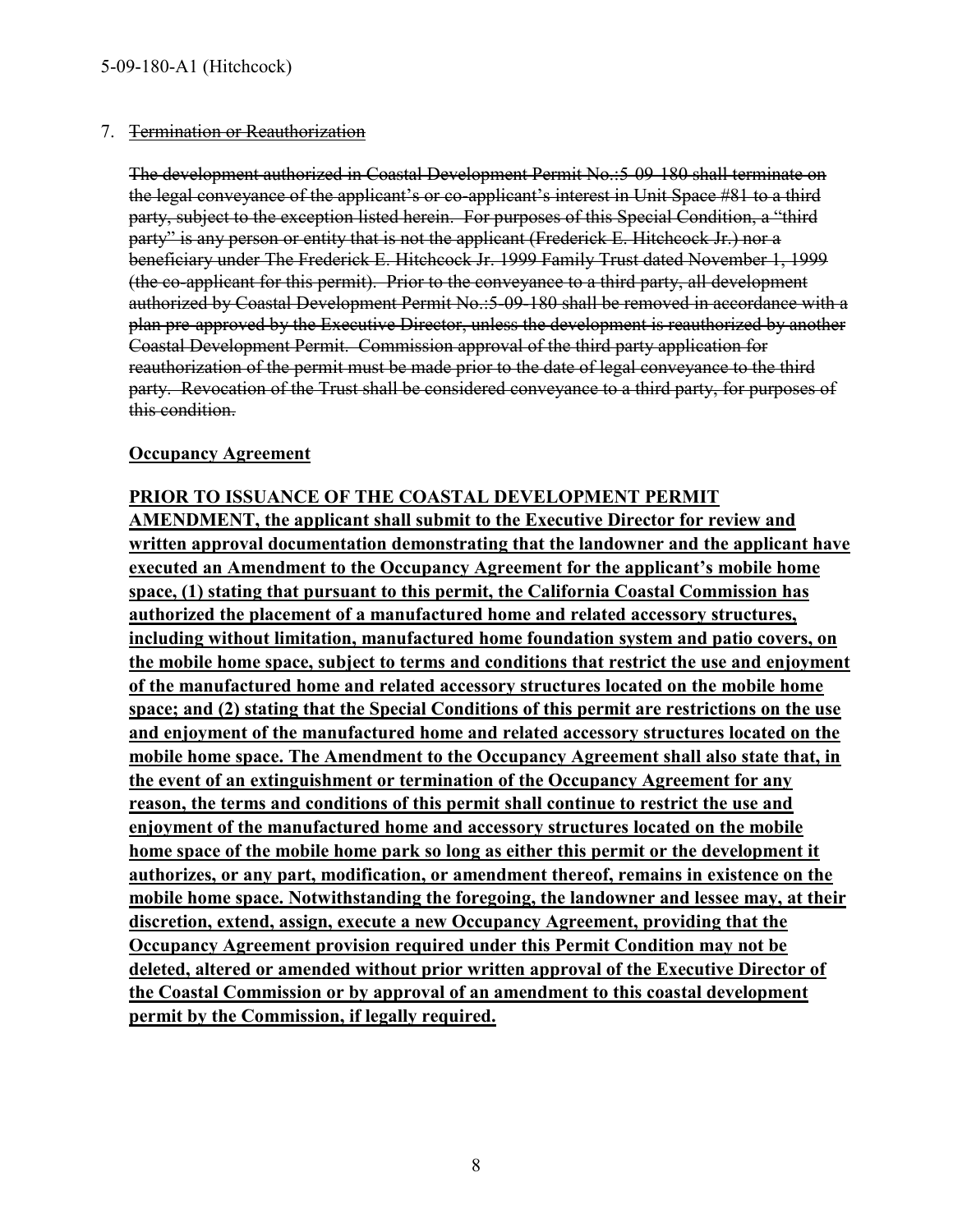7. ~~Termination or Reauthorization~~

~~The development authorized in Coastal Development Permit No.:5-09-180 shall terminate on the legal conveyance of the applicant's or co-applicant's interest in Unit Space #81 to a third party, subject to the exception listed herein. For purposes of this Special Condition, a "third party" is any person or entity that is not the applicant (Frederick E. Hitchcock Jr.) nor a beneficiary under The Frederick E. Hitchcock Jr. 1999 Family Trust dated November 1, 1999 (the co-applicant for this permit). Prior to the conveyance to a third party, all development authorized by Coastal Development Permit No.:5-09-180 shall be removed in accordance with a plan pre-approved by the Executive Director, unless the development is reauthorized by another Coastal Development Permit. Commission approval of the third party application for reauthorization of the permit must be made prior to the date of legal conveyance to the third party. Revocation of the Trust shall be considered conveyance to a third party, for purposes of this condition.~~

<u>**Occupancy Agreement**</u>

<u>**PRIOR TO ISSUANCE OF THE COASTAL DEVELOPMENT PERMIT AMENDMENT, the applicant shall submit to the Executive Director for review and written approval documentation demonstrating that the landowner and the applicant have executed an Amendment to the Occupancy Agreement for the applicant's mobile home space, (1) stating that pursuant to this permit, the California Coastal Commission has authorized the placement of a manufactured home and related accessory structures, including without limitation, manufactured home foundation system and patio covers, on the mobile home space, subject to terms and conditions that restrict the use and enjoyment of the manufactured home and related accessory structures located on the mobile home space; and (2) stating that the Special Conditions of this permit are restrictions on the use and enjoyment of the manufactured home and related accessory structures located on the mobile home space. The Amendment to the Occupancy Agreement shall also state that, in the event of an extinguishment or termination of the Occupancy Agreement for any reason, the terms and conditions of this permit shall continue to restrict the use and enjoyment of the manufactured home and accessory structures located on the mobile home space of the mobile home park so long as either this permit or the development it authorizes, or any part, modification, or amendment thereof, remains in existence on the mobile home space. Notwithstanding the foregoing, the landowner and lessee may, at their discretion, extend, assign, execute a new Occupancy Agreement, providing that the Occupancy Agreement provision required under this Permit Condition may not be deleted, altered or amended without prior written approval of the Executive Director of the Coastal Commission or by approval of an amendment to this coastal development permit by the Commission, if legally required.**</u>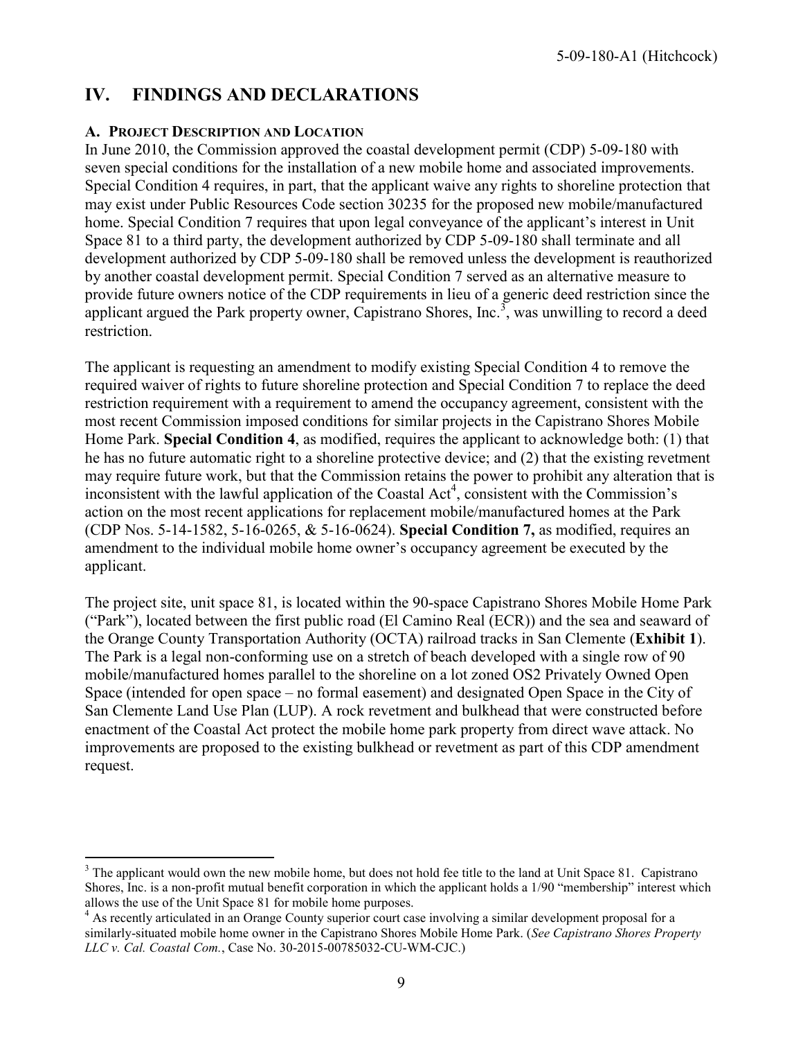# IV. FINDINGS AND DECLARATIONS

### A. Project Description and Location

In June 2010, the Commission approved the coastal development permit (CDP) 5-09-180 with seven special conditions for the installation of a new mobile home and associated improvements. Special Condition 4 requires, in part, that the applicant waive any rights to shoreline protection that may exist under Public Resources Code section 30235 for the proposed new mobile/manufactured home. Special Condition 7 requires that upon legal conveyance of the applicant's interest in Unit Space 81 to a third party, the development authorized by CDP 5-09-180 shall terminate and all development authorized by CDP 5-09-180 shall be removed unless the development is reauthorized by another coastal development permit. Special Condition 7 served as an alternative measure to provide future owners notice of the CDP requirements in lieu of a generic deed restriction since the applicant argued the Park property owner, Capistrano Shores, Inc.[3], was unwilling to record a deed restriction.

The applicant is requesting an amendment to modify existing Special Condition 4 to remove the required waiver of rights to future shoreline protection and Special Condition 7 to replace the deed restriction requirement with a requirement to amend the occupancy agreement, consistent with the most recent Commission imposed conditions for similar projects in the Capistrano Shores Mobile Home Park. **Special Condition 4**, as modified, requires the applicant to acknowledge both: (1) that he has no future automatic right to a shoreline protective device; and (2) that the existing revetment may require future work, but that the Commission retains the power to prohibit any alteration that is inconsistent with the lawful application of the Coastal Act[4], consistent with the Commission's action on the most recent applications for replacement mobile/manufactured homes at the Park (CDP Nos. 5-14-1582, 5-16-0265, & 5-16-0624). **Special Condition 7,** as modified, requires an amendment to the individual mobile home owner's occupancy agreement be executed by the applicant.

The project site, unit space 81, is located within the 90-space Capistrano Shores Mobile Home Park ("Park"), located between the first public road (El Camino Real (ECR)) and the sea and seaward of the Orange County Transportation Authority (OCTA) railroad tracks in San Clemente (**Exhibit 1**). The Park is a legal non-conforming use on a stretch of beach developed with a single row of 90 mobile/manufactured homes parallel to the shoreline on a lot zoned OS2 Privately Owned Open Space (intended for open space – no formal easement) and designated Open Space in the City of San Clemente Land Use Plan (LUP). A rock revetment and bulkhead that were constructed before enactment of the Coastal Act protect the mobile home park property from direct wave attack. No improvements are proposed to the existing bulkhead or revetment as part of this CDP amendment request.

---

[3] The applicant would own the new mobile home, but does not hold fee title to the land at Unit Space 81. Capistrano Shores, Inc. is a non-profit mutual benefit corporation in which the applicant holds a 1/90 "membership" interest which allows the use of the Unit Space 81 for mobile home purposes.

[4] As recently articulated in an Orange County superior court case involving a similar development proposal for a similarly-situated mobile home owner in the Capistrano Shores Mobile Home Park. (*See Capistrano Shores Property LLC v. Cal. Coastal Com.*, Case No. 30-2015-00785032-CU-WM-CJC.)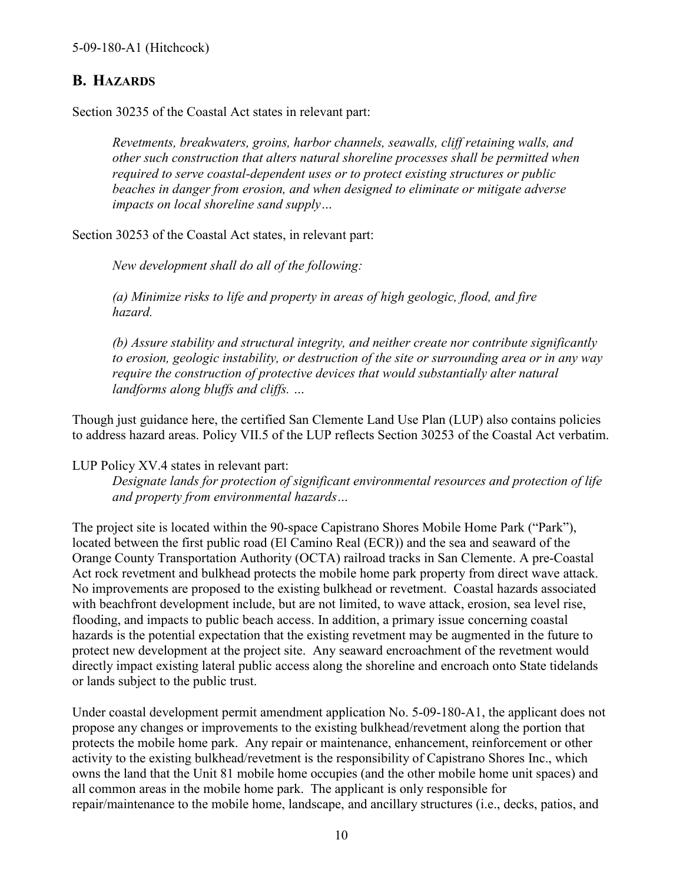## B. HAZARDS

Section 30235 of the Coastal Act states in relevant part:

> *Revetments, breakwaters, groins, harbor channels, seawalls, cliff retaining walls, and other such construction that alters natural shoreline processes shall be permitted when required to serve coastal-dependent uses or to protect existing structures or public beaches in danger from erosion, and when designed to eliminate or mitigate adverse impacts on local shoreline sand supply…*

Section 30253 of the Coastal Act states, in relevant part:

> *New development shall do all of the following:*
>
> *(a) Minimize risks to life and property in areas of high geologic, flood, and fire hazard.*
>
> *(b) Assure stability and structural integrity, and neither create nor contribute significantly to erosion, geologic instability, or destruction of the site or surrounding area or in any way require the construction of protective devices that would substantially alter natural landforms along bluffs and cliffs. …*

Though just guidance here, the certified San Clemente Land Use Plan (LUP) also contains policies to address hazard areas. Policy VII.5 of the LUP reflects Section 30253 of the Coastal Act verbatim.

LUP Policy XV.4 states in relevant part:

> *Designate lands for protection of significant environmental resources and protection of life and property from environmental hazards…*

The project site is located within the 90-space Capistrano Shores Mobile Home Park ("Park"), located between the first public road (El Camino Real (ECR)) and the sea and seaward of the Orange County Transportation Authority (OCTA) railroad tracks in San Clemente. A pre-Coastal Act rock revetment and bulkhead protects the mobile home park property from direct wave attack. No improvements are proposed to the existing bulkhead or revetment. Coastal hazards associated with beachfront development include, but are not limited to, wave attack, erosion, sea level rise, flooding, and impacts to public beach access. In addition, a primary issue concerning coastal hazards is the potential expectation that the existing revetment may be augmented in the future to protect new development at the project site. Any seaward encroachment of the revetment would directly impact existing lateral public access along the shoreline and encroach onto State tidelands or lands subject to the public trust.

Under coastal development permit amendment application No. 5-09-180-A1, the applicant does not propose any changes or improvements to the existing bulkhead/revetment along the portion that protects the mobile home park. Any repair or maintenance, enhancement, reinforcement or other activity to the existing bulkhead/revetment is the responsibility of Capistrano Shores Inc., which owns the land that the Unit 81 mobile home occupies (and the other mobile home unit spaces) and all common areas in the mobile home park. The applicant is only responsible for repair/maintenance to the mobile home, landscape, and ancillary structures (i.e., decks, patios, and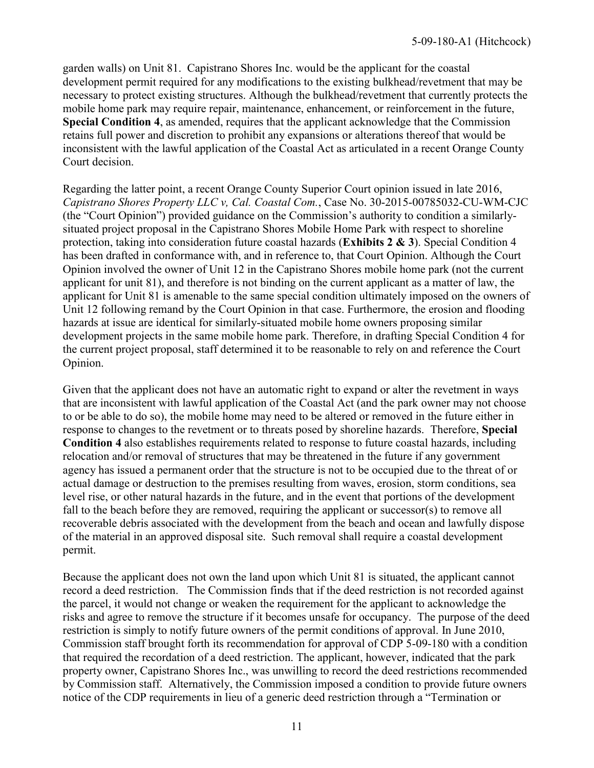garden walls) on Unit 81. Capistrano Shores Inc. would be the applicant for the coastal development permit required for any modifications to the existing bulkhead/revetment that may be necessary to protect existing structures. Although the bulkhead/revetment that currently protects the mobile home park may require repair, maintenance, enhancement, or reinforcement in the future, **Special Condition 4**, as amended, requires that the applicant acknowledge that the Commission retains full power and discretion to prohibit any expansions or alterations thereof that would be inconsistent with the lawful application of the Coastal Act as articulated in a recent Orange County Court decision.

Regarding the latter point, a recent Orange County Superior Court opinion issued in late 2016, *Capistrano Shores Property LLC v, Cal. Coastal Com.*, Case No. 30-2015-00785032-CU-WM-CJC (the "Court Opinion") provided guidance on the Commission's authority to condition a similarly-situated project proposal in the Capistrano Shores Mobile Home Park with respect to shoreline protection, taking into consideration future coastal hazards (**Exhibits 2 & 3**). Special Condition 4 has been drafted in conformance with, and in reference to, that Court Opinion. Although the Court Opinion involved the owner of Unit 12 in the Capistrano Shores mobile home park (not the current applicant for unit 81), and therefore is not binding on the current applicant as a matter of law, the applicant for Unit 81 is amenable to the same special condition ultimately imposed on the owners of Unit 12 following remand by the Court Opinion in that case. Furthermore, the erosion and flooding hazards at issue are identical for similarly-situated mobile home owners proposing similar development projects in the same mobile home park. Therefore, in drafting Special Condition 4 for the current project proposal, staff determined it to be reasonable to rely on and reference the Court Opinion.

Given that the applicant does not have an automatic right to expand or alter the revetment in ways that are inconsistent with lawful application of the Coastal Act (and the park owner may not choose to or be able to do so), the mobile home may need to be altered or removed in the future either in response to changes to the revetment or to threats posed by shoreline hazards. Therefore, **Special Condition 4** also establishes requirements related to response to future coastal hazards, including relocation and/or removal of structures that may be threatened in the future if any government agency has issued a permanent order that the structure is not to be occupied due to the threat of or actual damage or destruction to the premises resulting from waves, erosion, storm conditions, sea level rise, or other natural hazards in the future, and in the event that portions of the development fall to the beach before they are removed, requiring the applicant or successor(s) to remove all recoverable debris associated with the development from the beach and ocean and lawfully dispose of the material in an approved disposal site. Such removal shall require a coastal development permit.

Because the applicant does not own the land upon which Unit 81 is situated, the applicant cannot record a deed restriction. The Commission finds that if the deed restriction is not recorded against the parcel, it would not change or weaken the requirement for the applicant to acknowledge the risks and agree to remove the structure if it becomes unsafe for occupancy. The purpose of the deed restriction is simply to notify future owners of the permit conditions of approval. In June 2010, Commission staff brought forth its recommendation for approval of CDP 5-09-180 with a condition that required the recordation of a deed restriction. The applicant, however, indicated that the park property owner, Capistrano Shores Inc., was unwilling to record the deed restrictions recommended by Commission staff. Alternatively, the Commission imposed a condition to provide future owners notice of the CDP requirements in lieu of a generic deed restriction through a "Termination or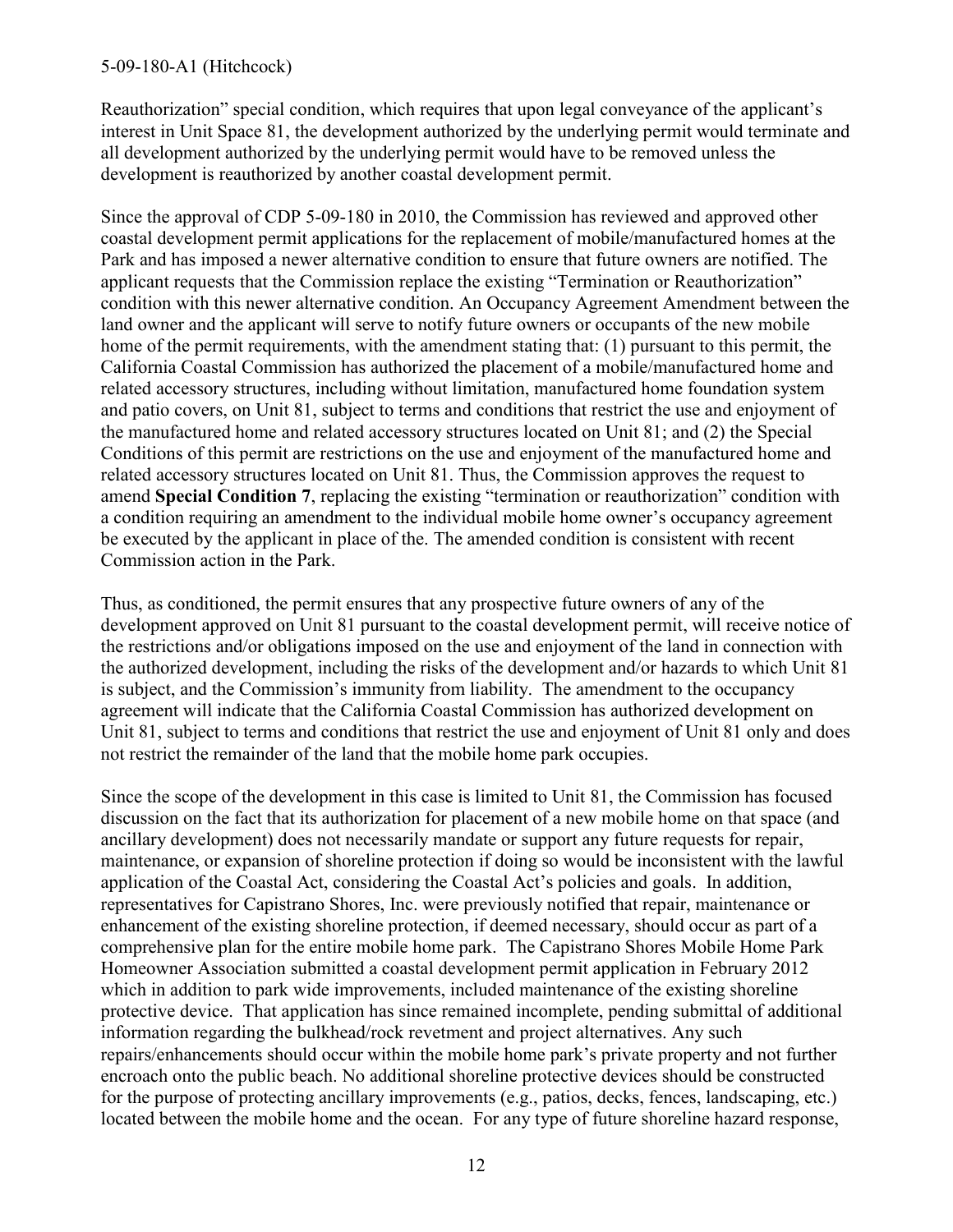Reauthorization" special condition, which requires that upon legal conveyance of the applicant's interest in Unit Space 81, the development authorized by the underlying permit would terminate and all development authorized by the underlying permit would have to be removed unless the development is reauthorized by another coastal development permit.

Since the approval of CDP 5-09-180 in 2010, the Commission has reviewed and approved other coastal development permit applications for the replacement of mobile/manufactured homes at the Park and has imposed a newer alternative condition to ensure that future owners are notified. The applicant requests that the Commission replace the existing "Termination or Reauthorization" condition with this newer alternative condition. An Occupancy Agreement Amendment between the land owner and the applicant will serve to notify future owners or occupants of the new mobile home of the permit requirements, with the amendment stating that: (1) pursuant to this permit, the California Coastal Commission has authorized the placement of a mobile/manufactured home and related accessory structures, including without limitation, manufactured home foundation system and patio covers, on Unit 81, subject to terms and conditions that restrict the use and enjoyment of the manufactured home and related accessory structures located on Unit 81; and (2) the Special Conditions of this permit are restrictions on the use and enjoyment of the manufactured home and related accessory structures located on Unit 81. Thus, the Commission approves the request to amend **Special Condition 7**, replacing the existing "termination or reauthorization" condition with a condition requiring an amendment to the individual mobile home owner's occupancy agreement be executed by the applicant in place of the. The amended condition is consistent with recent Commission action in the Park.

Thus, as conditioned, the permit ensures that any prospective future owners of any of the development approved on Unit 81 pursuant to the coastal development permit, will receive notice of the restrictions and/or obligations imposed on the use and enjoyment of the land in connection with the authorized development, including the risks of the development and/or hazards to which Unit 81 is subject, and the Commission's immunity from liability. The amendment to the occupancy agreement will indicate that the California Coastal Commission has authorized development on Unit 81, subject to terms and conditions that restrict the use and enjoyment of Unit 81 only and does not restrict the remainder of the land that the mobile home park occupies.

Since the scope of the development in this case is limited to Unit 81, the Commission has focused discussion on the fact that its authorization for placement of a new mobile home on that space (and ancillary development) does not necessarily mandate or support any future requests for repair, maintenance, or expansion of shoreline protection if doing so would be inconsistent with the lawful application of the Coastal Act, considering the Coastal Act's policies and goals. In addition, representatives for Capistrano Shores, Inc. were previously notified that repair, maintenance or enhancement of the existing shoreline protection, if deemed necessary, should occur as part of a comprehensive plan for the entire mobile home park. The Capistrano Shores Mobile Home Park Homeowner Association submitted a coastal development permit application in February 2012 which in addition to park wide improvements, included maintenance of the existing shoreline protective device. That application has since remained incomplete, pending submittal of additional information regarding the bulkhead/rock revetment and project alternatives. Any such repairs/enhancements should occur within the mobile home park's private property and not further encroach onto the public beach. No additional shoreline protective devices should be constructed for the purpose of protecting ancillary improvements (e.g., patios, decks, fences, landscaping, etc.) located between the mobile home and the ocean. For any type of future shoreline hazard response,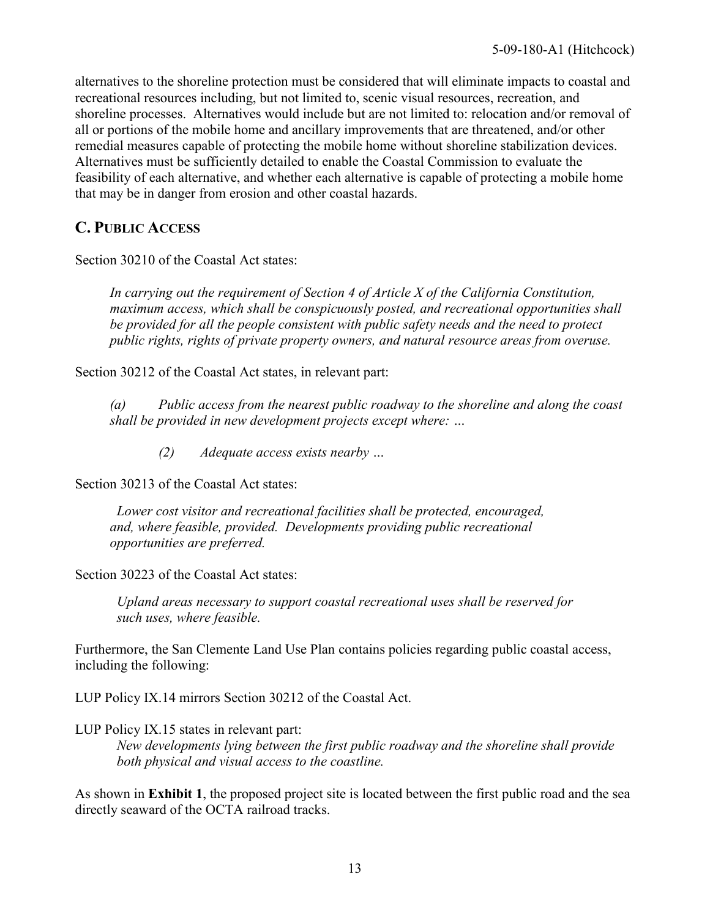alternatives to the shoreline protection must be considered that will eliminate impacts to coastal and recreational resources including, but not limited to, scenic visual resources, recreation, and shoreline processes. Alternatives would include but are not limited to: relocation and/or removal of all or portions of the mobile home and ancillary improvements that are threatened, and/or other remedial measures capable of protecting the mobile home without shoreline stabilization devices. Alternatives must be sufficiently detailed to enable the Coastal Commission to evaluate the feasibility of each alternative, and whether each alternative is capable of protecting a mobile home that may be in danger from erosion and other coastal hazards.

## C. Public Access

Section 30210 of the Coastal Act states:

> *In carrying out the requirement of Section 4 of Article X of the California Constitution, maximum access, which shall be conspicuously posted, and recreational opportunities shall be provided for all the people consistent with public safety needs and the need to protect public rights, rights of private property owners, and natural resource areas from overuse.*

Section 30212 of the Coastal Act states, in relevant part:

> *(a) Public access from the nearest public roadway to the shoreline and along the coast shall be provided in new development projects except where: …*
>
> *(2) Adequate access exists nearby …*

Section 30213 of the Coastal Act states:

> *Lower cost visitor and recreational facilities shall be protected, encouraged, and, where feasible, provided. Developments providing public recreational opportunities are preferred.*

Section 30223 of the Coastal Act states:

> *Upland areas necessary to support coastal recreational uses shall be reserved for such uses, where feasible.*

Furthermore, the San Clemente Land Use Plan contains policies regarding public coastal access, including the following:

LUP Policy IX.14 mirrors Section 30212 of the Coastal Act.

LUP Policy IX.15 states in relevant part:

> *New developments lying between the first public roadway and the shoreline shall provide both physical and visual access to the coastline.*

As shown in **Exhibit 1**, the proposed project site is located between the first public road and the sea directly seaward of the OCTA railroad tracks.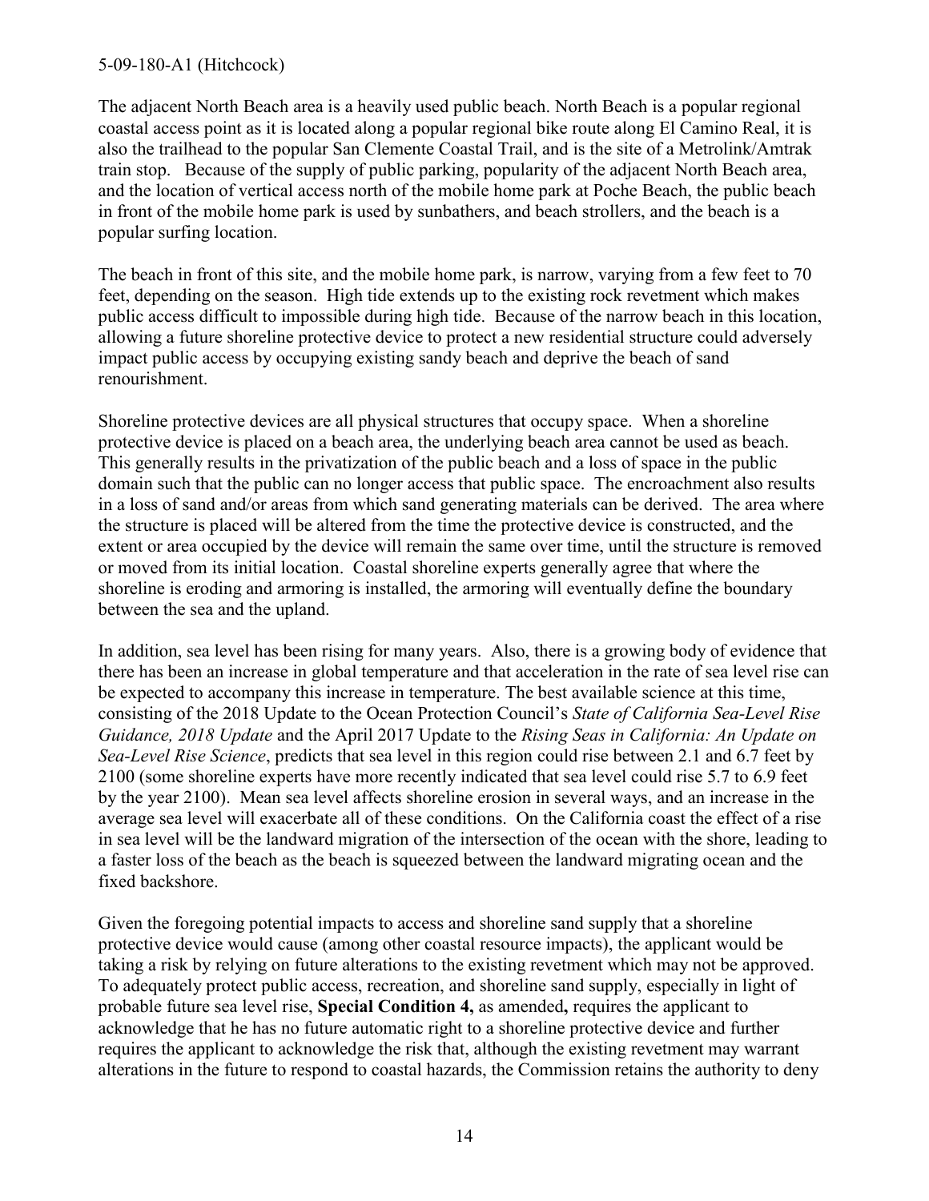The adjacent North Beach area is a heavily used public beach. North Beach is a popular regional coastal access point as it is located along a popular regional bike route along El Camino Real, it is also the trailhead to the popular San Clemente Coastal Trail, and is the site of a Metrolink/Amtrak train stop. Because of the supply of public parking, popularity of the adjacent North Beach area, and the location of vertical access north of the mobile home park at Poche Beach, the public beach in front of the mobile home park is used by sunbathers, and beach strollers, and the beach is a popular surfing location.

The beach in front of this site, and the mobile home park, is narrow, varying from a few feet to 70 feet, depending on the season. High tide extends up to the existing rock revetment which makes public access difficult to impossible during high tide. Because of the narrow beach in this location, allowing a future shoreline protective device to protect a new residential structure could adversely impact public access by occupying existing sandy beach and deprive the beach of sand renourishment.

Shoreline protective devices are all physical structures that occupy space. When a shoreline protective device is placed on a beach area, the underlying beach area cannot be used as beach. This generally results in the privatization of the public beach and a loss of space in the public domain such that the public can no longer access that public space. The encroachment also results in a loss of sand and/or areas from which sand generating materials can be derived. The area where the structure is placed will be altered from the time the protective device is constructed, and the extent or area occupied by the device will remain the same over time, until the structure is removed or moved from its initial location. Coastal shoreline experts generally agree that where the shoreline is eroding and armoring is installed, the armoring will eventually define the boundary between the sea and the upland.

In addition, sea level has been rising for many years. Also, there is a growing body of evidence that there has been an increase in global temperature and that acceleration in the rate of sea level rise can be expected to accompany this increase in temperature. The best available science at this time, consisting of the 2018 Update to the Ocean Protection Council's *State of California Sea-Level Rise Guidance, 2018 Update* and the April 2017 Update to the *Rising Seas in California: An Update on Sea-Level Rise Science*, predicts that sea level in this region could rise between 2.1 and 6.7 feet by 2100 (some shoreline experts have more recently indicated that sea level could rise 5.7 to 6.9 feet by the year 2100). Mean sea level affects shoreline erosion in several ways, and an increase in the average sea level will exacerbate all of these conditions. On the California coast the effect of a rise in sea level will be the landward migration of the intersection of the ocean with the shore, leading to a faster loss of the beach as the beach is squeezed between the landward migrating ocean and the fixed backshore.

Given the foregoing potential impacts to access and shoreline sand supply that a shoreline protective device would cause (among other coastal resource impacts), the applicant would be taking a risk by relying on future alterations to the existing revetment which may not be approved. To adequately protect public access, recreation, and shoreline sand supply, especially in light of probable future sea level rise, **Special Condition 4,** as amended**,** requires the applicant to acknowledge that he has no future automatic right to a shoreline protective device and further requires the applicant to acknowledge the risk that, although the existing revetment may warrant alterations in the future to respond to coastal hazards, the Commission retains the authority to deny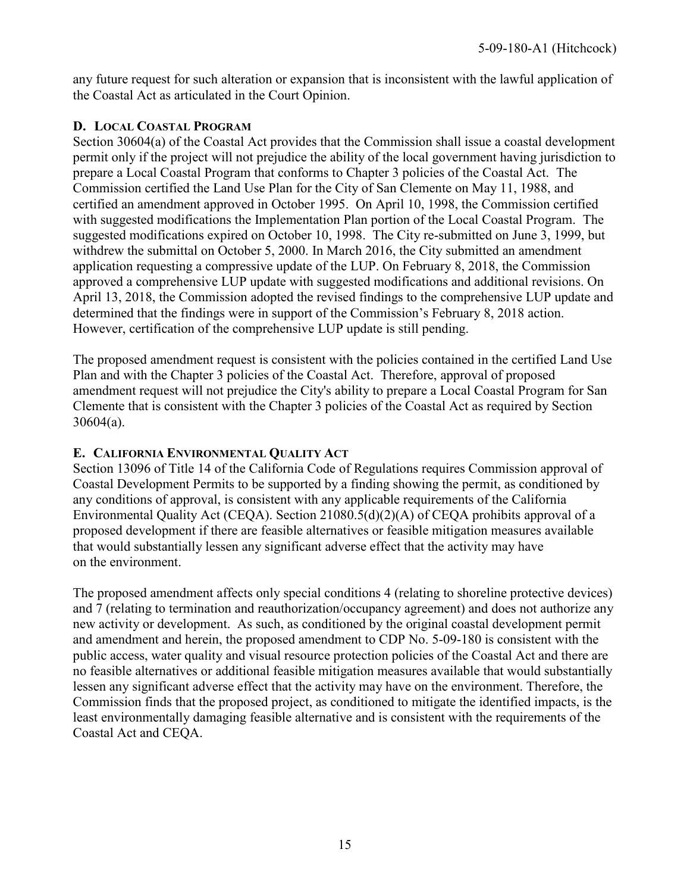any future request for such alteration or expansion that is inconsistent with the lawful application of the Coastal Act as articulated in the Court Opinion.

### D. Local Coastal Program

Section 30604(a) of the Coastal Act provides that the Commission shall issue a coastal development permit only if the project will not prejudice the ability of the local government having jurisdiction to prepare a Local Coastal Program that conforms to Chapter 3 policies of the Coastal Act. The Commission certified the Land Use Plan for the City of San Clemente on May 11, 1988, and certified an amendment approved in October 1995. On April 10, 1998, the Commission certified with suggested modifications the Implementation Plan portion of the Local Coastal Program. The suggested modifications expired on October 10, 1998. The City re-submitted on June 3, 1999, but withdrew the submittal on October 5, 2000. In March 2016, the City submitted an amendment application requesting a compressive update of the LUP. On February 8, 2018, the Commission approved a comprehensive LUP update with suggested modifications and additional revisions. On April 13, 2018, the Commission adopted the revised findings to the comprehensive LUP update and determined that the findings were in support of the Commission's February 8, 2018 action. However, certification of the comprehensive LUP update is still pending.

The proposed amendment request is consistent with the policies contained in the certified Land Use Plan and with the Chapter 3 policies of the Coastal Act. Therefore, approval of proposed amendment request will not prejudice the City's ability to prepare a Local Coastal Program for San Clemente that is consistent with the Chapter 3 policies of the Coastal Act as required by Section 30604(a).

### E. California Environmental Quality Act

Section 13096 of Title 14 of the California Code of Regulations requires Commission approval of Coastal Development Permits to be supported by a finding showing the permit, as conditioned by any conditions of approval, is consistent with any applicable requirements of the California Environmental Quality Act (CEQA). Section 21080.5(d)(2)(A) of CEQA prohibits approval of a proposed development if there are feasible alternatives or feasible mitigation measures available that would substantially lessen any significant adverse effect that the activity may have on the environment.

The proposed amendment affects only special conditions 4 (relating to shoreline protective devices) and 7 (relating to termination and reauthorization/occupancy agreement) and does not authorize any new activity or development. As such, as conditioned by the original coastal development permit and amendment and herein, the proposed amendment to CDP No. 5-09-180 is consistent with the public access, water quality and visual resource protection policies of the Coastal Act and there are no feasible alternatives or additional feasible mitigation measures available that would substantially lessen any significant adverse effect that the activity may have on the environment. Therefore, the Commission finds that the proposed project, as conditioned to mitigate the identified impacts, is the least environmentally damaging feasible alternative and is consistent with the requirements of the Coastal Act and CEQA.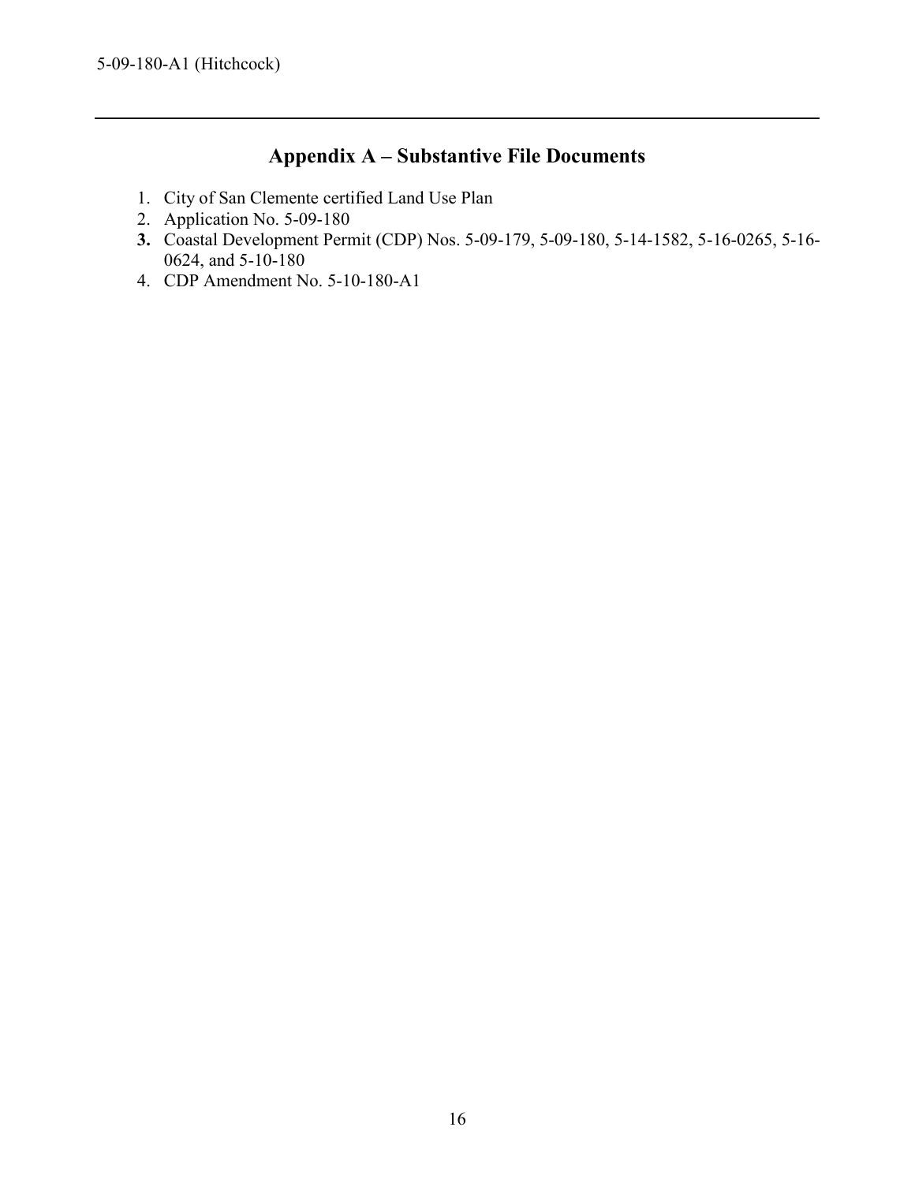## Appendix A – Substantive File Documents

1. City of San Clemente certified Land Use Plan
2. Application No. 5-09-180
3. Coastal Development Permit (CDP) Nos. 5-09-179, 5-09-180, 5-14-1582, 5-16-0265, 5-16-0624, and 5-10-180
4. CDP Amendment No. 5-10-180-A1